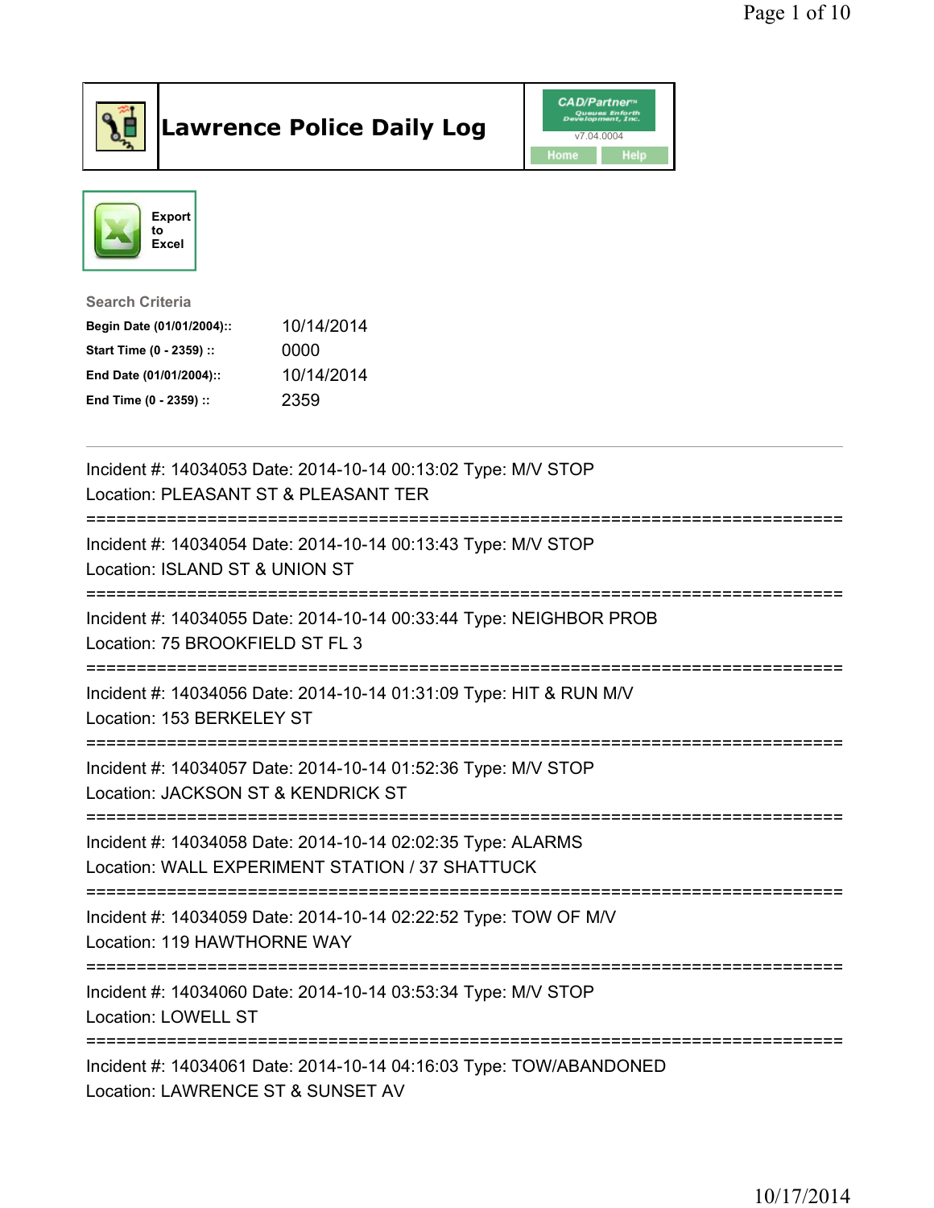# Lawrence Police Daily Log

CAD/Partner™ v7.04.0004

Home | Help

Export to Excel

**Search Criteria**

| | |
|---|---|
| **Begin Date (01/01/2004)::** | 10/14/2014 |
| **Start Time (0 - 2359) ::** | 0000 |
| **End Date (01/01/2004)::** | 10/14/2014 |
| **End Time (0 - 2359) ::** | 2359 |

---

Incident #: 14034053 Date: 2014-10-14 00:13:02 Type: M/V STOP
Location: PLEASANT ST & PLEASANT TER

===========================================================================

Incident #: 14034054 Date: 2014-10-14 00:13:43 Type: M/V STOP
Location: ISLAND ST & UNION ST

===========================================================================

Incident #: 14034055 Date: 2014-10-14 00:33:44 Type: NEIGHBOR PROB
Location: 75 BROOKFIELD ST FL 3

===========================================================================

Incident #: 14034056 Date: 2014-10-14 01:31:09 Type: HIT & RUN M/V
Location: 153 BERKELEY ST

===========================================================================

Incident #: 14034057 Date: 2014-10-14 01:52:36 Type: M/V STOP
Location: JACKSON ST & KENDRICK ST

===========================================================================

Incident #: 14034058 Date: 2014-10-14 02:02:35 Type: ALARMS
Location: WALL EXPERIMENT STATION / 37 SHATTUCK

===========================================================================

Incident #: 14034059 Date: 2014-10-14 02:22:52 Type: TOW OF M/V
Location: 119 HAWTHORNE WAY

===========================================================================

Incident #: 14034060 Date: 2014-10-14 03:53:34 Type: M/V STOP
Location: LOWELL ST

===========================================================================

Incident #: 14034061 Date: 2014-10-14 04:16:03 Type: TOW/ABANDONED
Location: LAWRENCE ST & SUNSET AV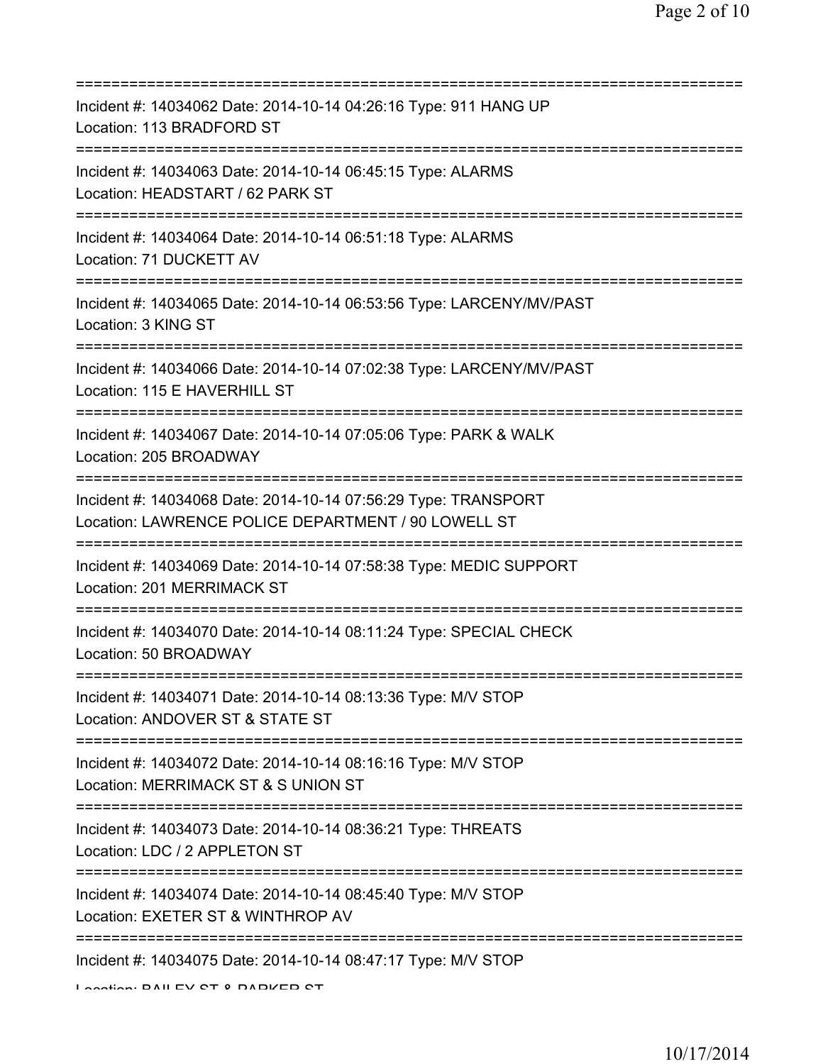==============================================================================
Incident #: 14034062 Date: 2014-10-14 04:26:16 Type: 911 HANG UP
Location: 113 BRADFORD ST
==============================================================================
Incident #: 14034063 Date: 2014-10-14 06:45:15 Type: ALARMS
Location: HEADSTART / 62 PARK ST
==============================================================================
Incident #: 14034064 Date: 2014-10-14 06:51:18 Type: ALARMS
Location: 71 DUCKETT AV
==============================================================================
Incident #: 14034065 Date: 2014-10-14 06:53:56 Type: LARCENY/MV/PAST
Location: 3 KING ST
==============================================================================
Incident #: 14034066 Date: 2014-10-14 07:02:38 Type: LARCENY/MV/PAST
Location: 115 E HAVERHILL ST
==============================================================================
Incident #: 14034067 Date: 2014-10-14 07:05:06 Type: PARK & WALK
Location: 205 BROADWAY
==============================================================================
Incident #: 14034068 Date: 2014-10-14 07:56:29 Type: TRANSPORT
Location: LAWRENCE POLICE DEPARTMENT / 90 LOWELL ST
==============================================================================
Incident #: 14034069 Date: 2014-10-14 07:58:38 Type: MEDIC SUPPORT
Location: 201 MERRIMACK ST
==============================================================================
Incident #: 14034070 Date: 2014-10-14 08:11:24 Type: SPECIAL CHECK
Location: 50 BROADWAY
==============================================================================
Incident #: 14034071 Date: 2014-10-14 08:13:36 Type: M/V STOP
Location: ANDOVER ST & STATE ST
==============================================================================
Incident #: 14034072 Date: 2014-10-14 08:16:16 Type: M/V STOP
Location: MERRIMACK ST & S UNION ST
==============================================================================
Incident #: 14034073 Date: 2014-10-14 08:36:21 Type: THREATS
Location: LDC / 2 APPLETON ST
==============================================================================
Incident #: 14034074 Date: 2014-10-14 08:45:40 Type: M/V STOP
Location: EXETER ST & WINTHROP AV
==============================================================================
Incident #: 14034075 Date: 2014-10-14 08:47:17 Type: M/V STOP
Location: BAILEY ST & PARKER ST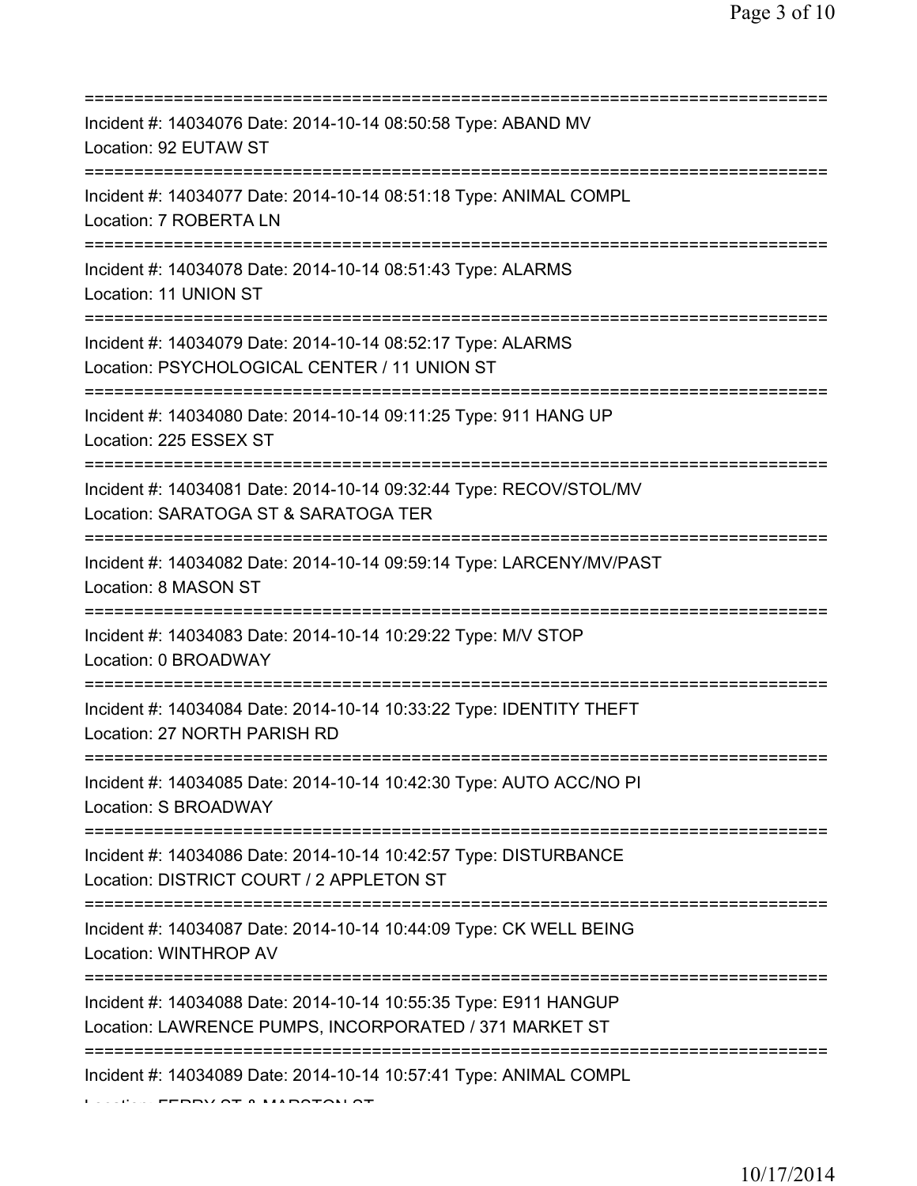==============================================================================
Incident #: 14034076 Date: 2014-10-14 08:50:58 Type: ABAND MV
Location: 92 EUTAW ST
==============================================================================
Incident #: 14034077 Date: 2014-10-14 08:51:18 Type: ANIMAL COMPL
Location: 7 ROBERTA LN
==============================================================================
Incident #: 14034078 Date: 2014-10-14 08:51:43 Type: ALARMS
Location: 11 UNION ST
==============================================================================
Incident #: 14034079 Date: 2014-10-14 08:52:17 Type: ALARMS
Location: PSYCHOLOGICAL CENTER / 11 UNION ST
==============================================================================
Incident #: 14034080 Date: 2014-10-14 09:11:25 Type: 911 HANG UP
Location: 225 ESSEX ST
==============================================================================
Incident #: 14034081 Date: 2014-10-14 09:32:44 Type: RECOV/STOL/MV
Location: SARATOGA ST & SARATOGA TER
==============================================================================
Incident #: 14034082 Date: 2014-10-14 09:59:14 Type: LARCENY/MV/PAST
Location: 8 MASON ST
==============================================================================
Incident #: 14034083 Date: 2014-10-14 10:29:22 Type: M/V STOP
Location: 0 BROADWAY
==============================================================================
Incident #: 14034084 Date: 2014-10-14 10:33:22 Type: IDENTITY THEFT
Location: 27 NORTH PARISH RD
==============================================================================
Incident #: 14034085 Date: 2014-10-14 10:42:30 Type: AUTO ACC/NO PI
Location: S BROADWAY
==============================================================================
Incident #: 14034086 Date: 2014-10-14 10:42:57 Type: DISTURBANCE
Location: DISTRICT COURT / 2 APPLETON ST
==============================================================================
Incident #: 14034087 Date: 2014-10-14 10:44:09 Type: CK WELL BEING
Location: WINTHROP AV
==============================================================================
Incident #: 14034088 Date: 2014-10-14 10:55:35 Type: E911 HANGUP
Location: LAWRENCE PUMPS, INCORPORATED / 371 MARKET ST
==============================================================================
Incident #: 14034089 Date: 2014-10-14 10:57:41 Type: ANIMAL COMPL
Location: FERRY ST & MARSTON ST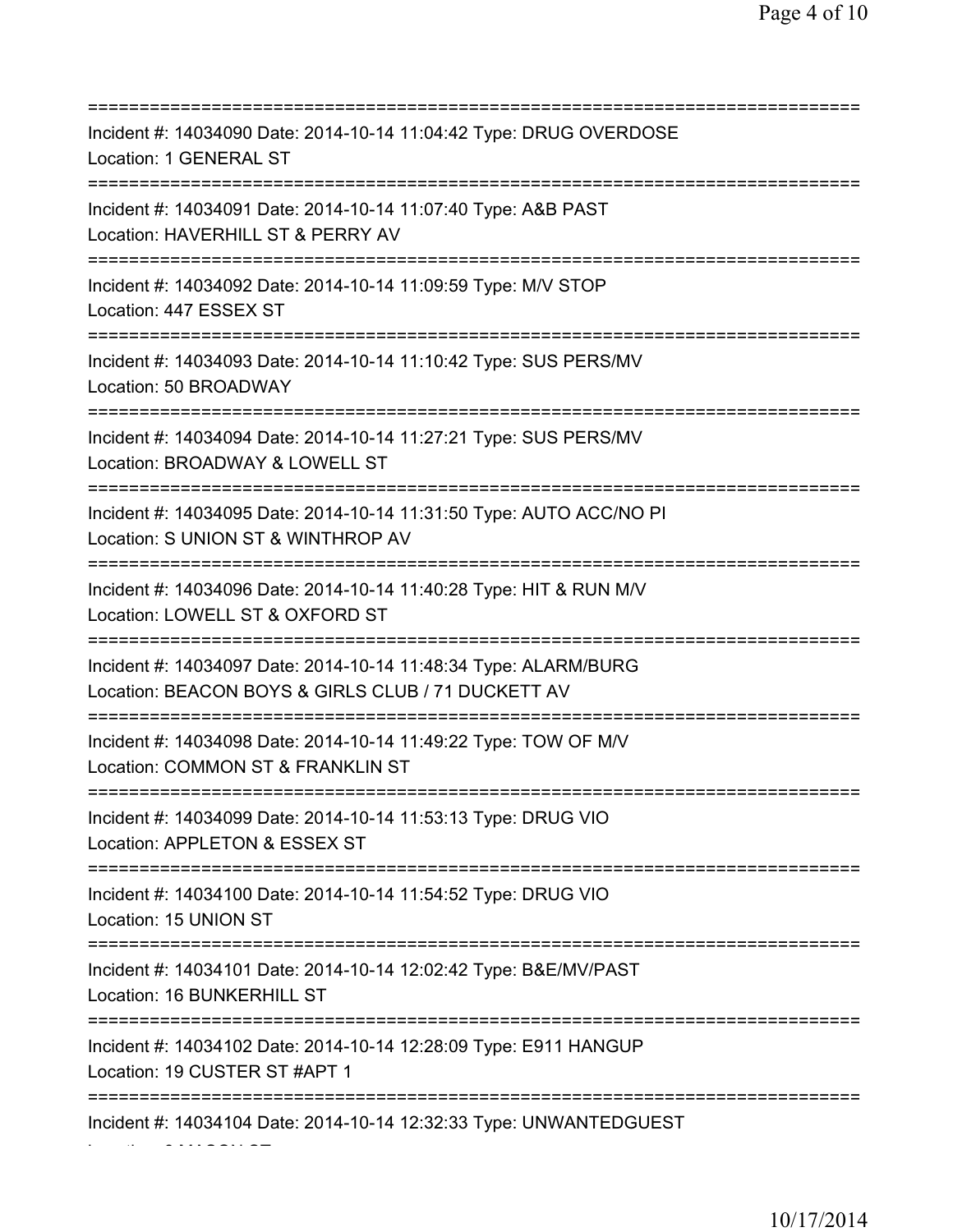===========================================================================
Incident #: 14034090 Date: 2014-10-14 11:04:42 Type: DRUG OVERDOSE
Location: 1 GENERAL ST
===========================================================================
Incident #: 14034091 Date: 2014-10-14 11:07:40 Type: A&B PAST
Location: HAVERHILL ST & PERRY AV
===========================================================================
Incident #: 14034092 Date: 2014-10-14 11:09:59 Type: M/V STOP
Location: 447 ESSEX ST
===========================================================================
Incident #: 14034093 Date: 2014-10-14 11:10:42 Type: SUS PERS/MV
Location: 50 BROADWAY
===========================================================================
Incident #: 14034094 Date: 2014-10-14 11:27:21 Type: SUS PERS/MV
Location: BROADWAY & LOWELL ST
===========================================================================
Incident #: 14034095 Date: 2014-10-14 11:31:50 Type: AUTO ACC/NO PI
Location: S UNION ST & WINTHROP AV
===========================================================================
Incident #: 14034096 Date: 2014-10-14 11:40:28 Type: HIT & RUN M/V
Location: LOWELL ST & OXFORD ST
===========================================================================
Incident #: 14034097 Date: 2014-10-14 11:48:34 Type: ALARM/BURG
Location: BEACON BOYS & GIRLS CLUB / 71 DUCKETT AV
===========================================================================
Incident #: 14034098 Date: 2014-10-14 11:49:22 Type: TOW OF M/V
Location: COMMON ST & FRANKLIN ST
===========================================================================
Incident #: 14034099 Date: 2014-10-14 11:53:13 Type: DRUG VIO
Location: APPLETON & ESSEX ST
===========================================================================
Incident #: 14034100 Date: 2014-10-14 11:54:52 Type: DRUG VIO
Location: 15 UNION ST
===========================================================================
Incident #: 14034101 Date: 2014-10-14 12:02:42 Type: B&E/MV/PAST
Location: 16 BUNKERHILL ST
===========================================================================
Incident #: 14034102 Date: 2014-10-14 12:28:09 Type: E911 HANGUP
Location: 19 CUSTER ST #APT 1
===========================================================================
Incident #: 14034104 Date: 2014-10-14 12:32:33 Type: UNWANTEDGUEST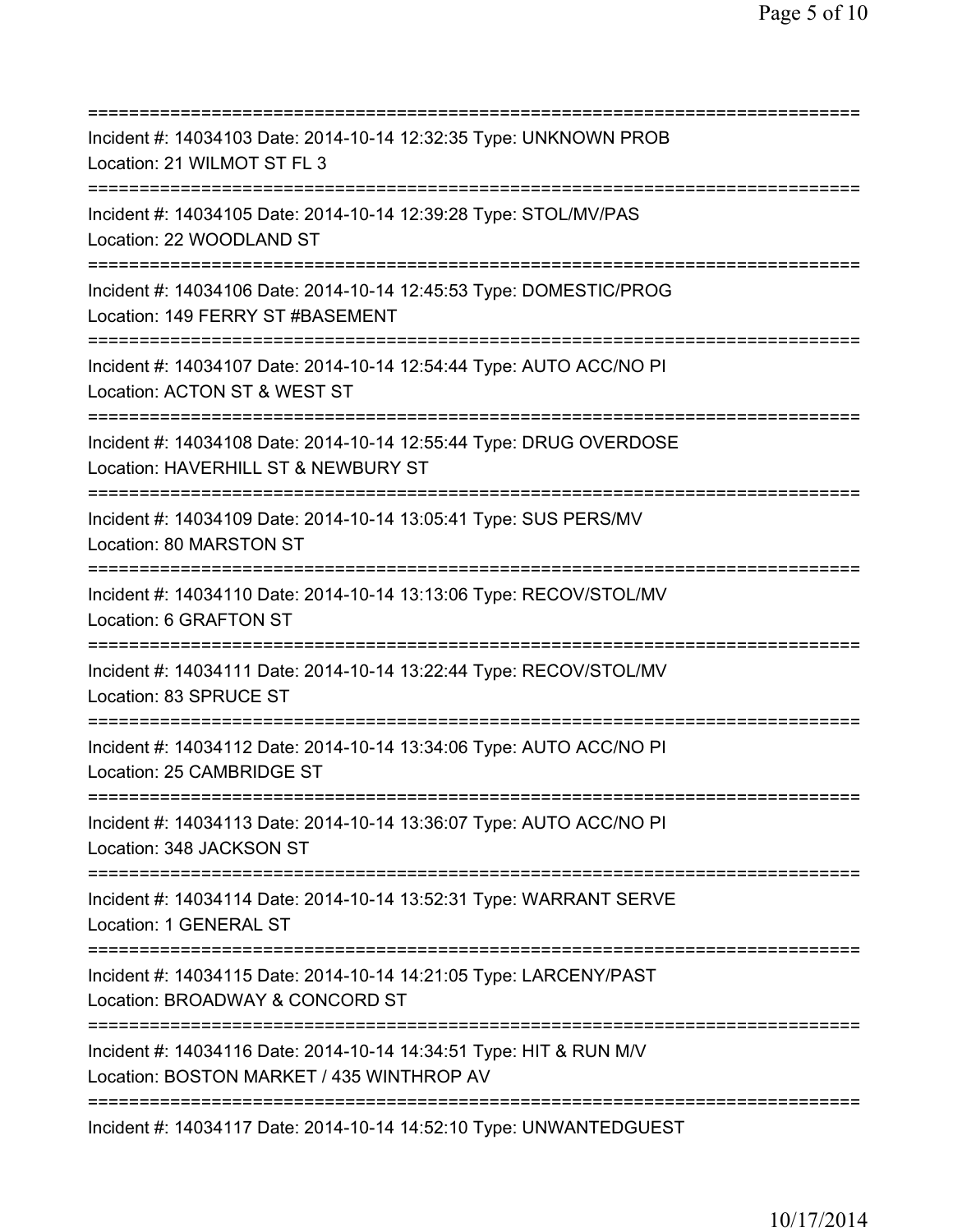===========================================================================
Incident #: 14034103 Date: 2014-10-14 12:32:35 Type: UNKNOWN PROB
Location: 21 WILMOT ST FL 3
===========================================================================
Incident #: 14034105 Date: 2014-10-14 12:39:28 Type: STOL/MV/PAS
Location: 22 WOODLAND ST
===========================================================================
Incident #: 14034106 Date: 2014-10-14 12:45:53 Type: DOMESTIC/PROG
Location: 149 FERRY ST #BASEMENT
===========================================================================
Incident #: 14034107 Date: 2014-10-14 12:54:44 Type: AUTO ACC/NO PI
Location: ACTON ST & WEST ST
===========================================================================
Incident #: 14034108 Date: 2014-10-14 12:55:44 Type: DRUG OVERDOSE
Location: HAVERHILL ST & NEWBURY ST
===========================================================================
Incident #: 14034109 Date: 2014-10-14 13:05:41 Type: SUS PERS/MV
Location: 80 MARSTON ST
===========================================================================
Incident #: 14034110 Date: 2014-10-14 13:13:06 Type: RECOV/STOL/MV
Location: 6 GRAFTON ST
===========================================================================
Incident #: 14034111 Date: 2014-10-14 13:22:44 Type: RECOV/STOL/MV
Location: 83 SPRUCE ST
===========================================================================
Incident #: 14034112 Date: 2014-10-14 13:34:06 Type: AUTO ACC/NO PI
Location: 25 CAMBRIDGE ST
===========================================================================
Incident #: 14034113 Date: 2014-10-14 13:36:07 Type: AUTO ACC/NO PI
Location: 348 JACKSON ST
===========================================================================
Incident #: 14034114 Date: 2014-10-14 13:52:31 Type: WARRANT SERVE
Location: 1 GENERAL ST
===========================================================================
Incident #: 14034115 Date: 2014-10-14 14:21:05 Type: LARCENY/PAST
Location: BROADWAY & CONCORD ST
===========================================================================
Incident #: 14034116 Date: 2014-10-14 14:34:51 Type: HIT & RUN M/V
Location: BOSTON MARKET / 435 WINTHROP AV
===========================================================================
Incident #: 14034117 Date: 2014-10-14 14:52:10 Type: UNWANTEDGUEST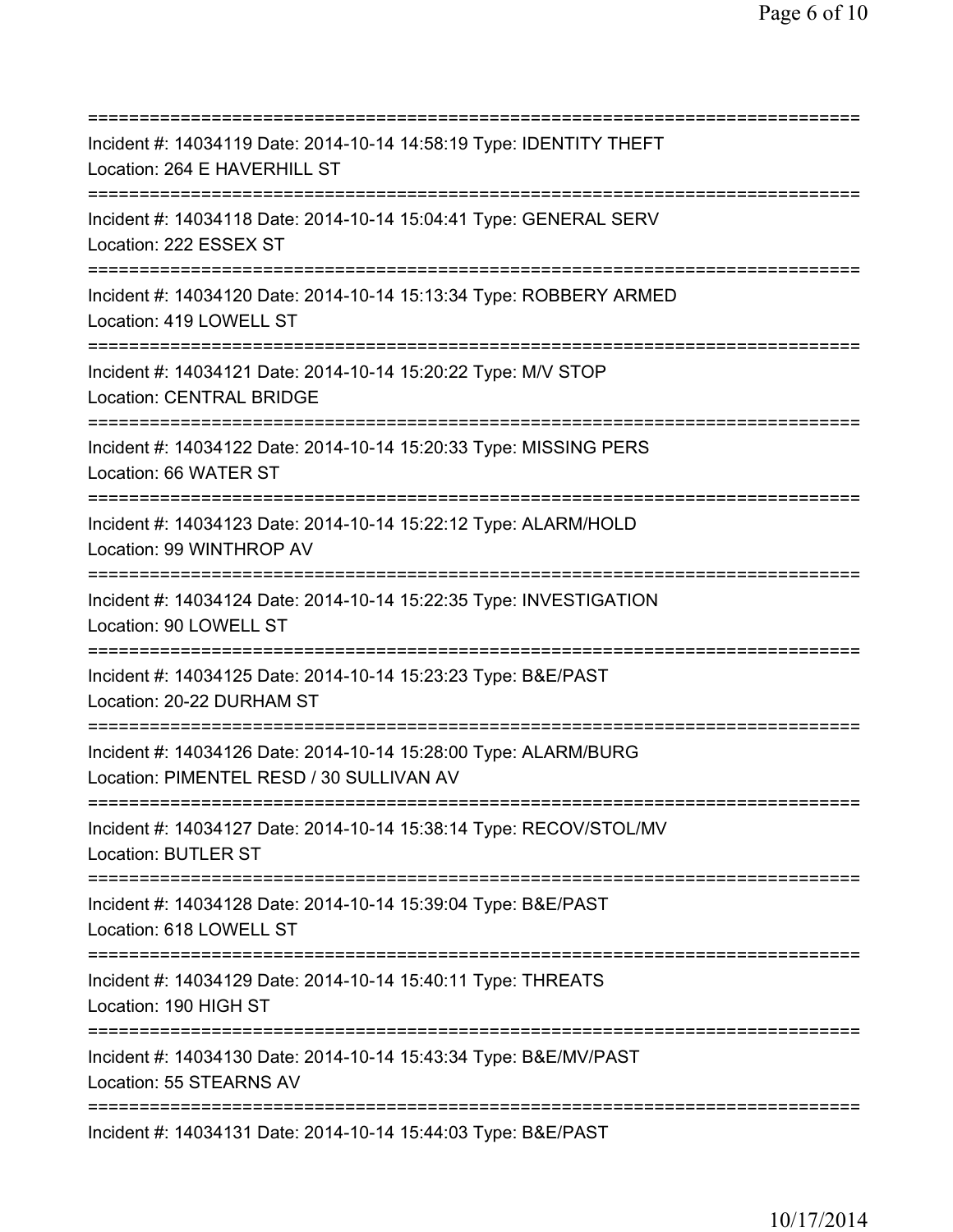===========================================================================

Incident #: 14034119 Date: 2014-10-14 14:58:19 Type: IDENTITY THEFT
Location: 264 E HAVERHILL ST

===========================================================================

Incident #: 14034118 Date: 2014-10-14 15:04:41 Type: GENERAL SERV
Location: 222 ESSEX ST

===========================================================================

Incident #: 14034120 Date: 2014-10-14 15:13:34 Type: ROBBERY ARMED
Location: 419 LOWELL ST

===========================================================================

Incident #: 14034121 Date: 2014-10-14 15:20:22 Type: M/V STOP
Location: CENTRAL BRIDGE

===========================================================================

Incident #: 14034122 Date: 2014-10-14 15:20:33 Type: MISSING PERS
Location: 66 WATER ST

===========================================================================

Incident #: 14034123 Date: 2014-10-14 15:22:12 Type: ALARM/HOLD
Location: 99 WINTHROP AV

===========================================================================

Incident #: 14034124 Date: 2014-10-14 15:22:35 Type: INVESTIGATION
Location: 90 LOWELL ST

===========================================================================

Incident #: 14034125 Date: 2014-10-14 15:23:23 Type: B&E/PAST
Location: 20-22 DURHAM ST

===========================================================================

Incident #: 14034126 Date: 2014-10-14 15:28:00 Type: ALARM/BURG
Location: PIMENTEL RESD / 30 SULLIVAN AV

===========================================================================

Incident #: 14034127 Date: 2014-10-14 15:38:14 Type: RECOV/STOL/MV
Location: BUTLER ST

===========================================================================

Incident #: 14034128 Date: 2014-10-14 15:39:04 Type: B&E/PAST
Location: 618 LOWELL ST

===========================================================================

Incident #: 14034129 Date: 2014-10-14 15:40:11 Type: THREATS
Location: 190 HIGH ST

===========================================================================

Incident #: 14034130 Date: 2014-10-14 15:43:34 Type: B&E/MV/PAST
Location: 55 STEARNS AV

===========================================================================

Incident #: 14034131 Date: 2014-10-14 15:44:03 Type: B&E/PAST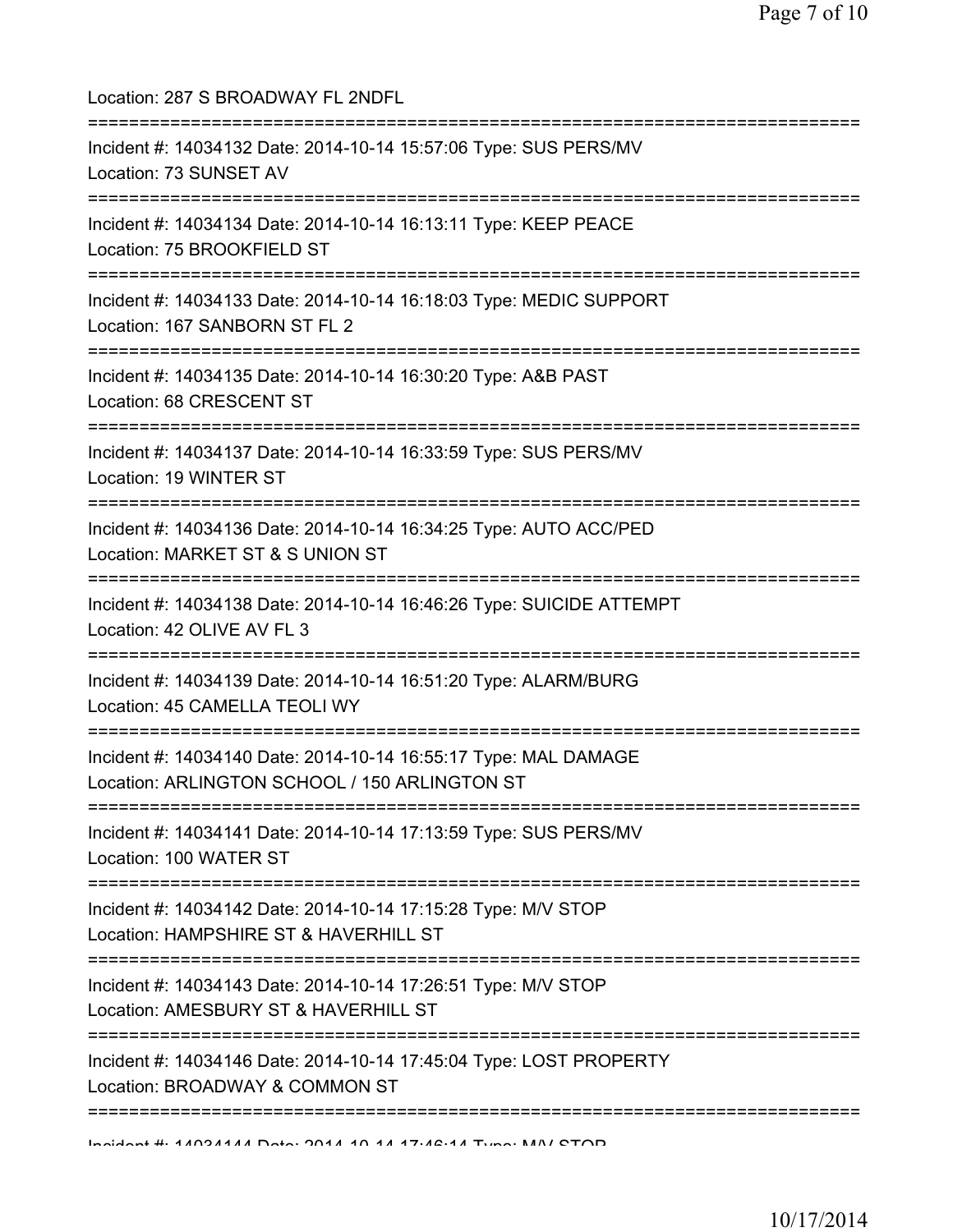Location: 287 S BROADWAY FL 2NDFL

===========================================================================

Incident #: 14034132 Date: 2014-10-14 15:57:06 Type: SUS PERS/MV

Location: 73 SUNSET AV

===========================================================================

Incident #: 14034134 Date: 2014-10-14 16:13:11 Type: KEEP PEACE

Location: 75 BROOKFIELD ST

===========================================================================

Incident #: 14034133 Date: 2014-10-14 16:18:03 Type: MEDIC SUPPORT

Location: 167 SANBORN ST FL 2

===========================================================================

Incident #: 14034135 Date: 2014-10-14 16:30:20 Type: A&B PAST

Location: 68 CRESCENT ST

===========================================================================

Incident #: 14034137 Date: 2014-10-14 16:33:59 Type: SUS PERS/MV

Location: 19 WINTER ST

===========================================================================

Incident #: 14034136 Date: 2014-10-14 16:34:25 Type: AUTO ACC/PED

Location: MARKET ST & S UNION ST

===========================================================================

Incident #: 14034138 Date: 2014-10-14 16:46:26 Type: SUICIDE ATTEMPT

Location: 42 OLIVE AV FL 3

===========================================================================

Incident #: 14034139 Date: 2014-10-14 16:51:20 Type: ALARM/BURG

Location: 45 CAMELLA TEOLI WY

===========================================================================

Incident #: 14034140 Date: 2014-10-14 16:55:17 Type: MAL DAMAGE

Location: ARLINGTON SCHOOL / 150 ARLINGTON ST

===========================================================================

Incident #: 14034141 Date: 2014-10-14 17:13:59 Type: SUS PERS/MV

Location: 100 WATER ST

===========================================================================

Incident #: 14034142 Date: 2014-10-14 17:15:28 Type: M/V STOP

Location: HAMPSHIRE ST & HAVERHILL ST

===========================================================================

Incident #: 14034143 Date: 2014-10-14 17:26:51 Type: M/V STOP

Location: AMESBURY ST & HAVERHILL ST

===========================================================================

Incident #: 14034146 Date: 2014-10-14 17:45:04 Type: LOST PROPERTY

Location: BROADWAY & COMMON ST

===========================================================================

Incident #: 14034144 Date: 2014-10-14 17:46:14 Type: M/V STOP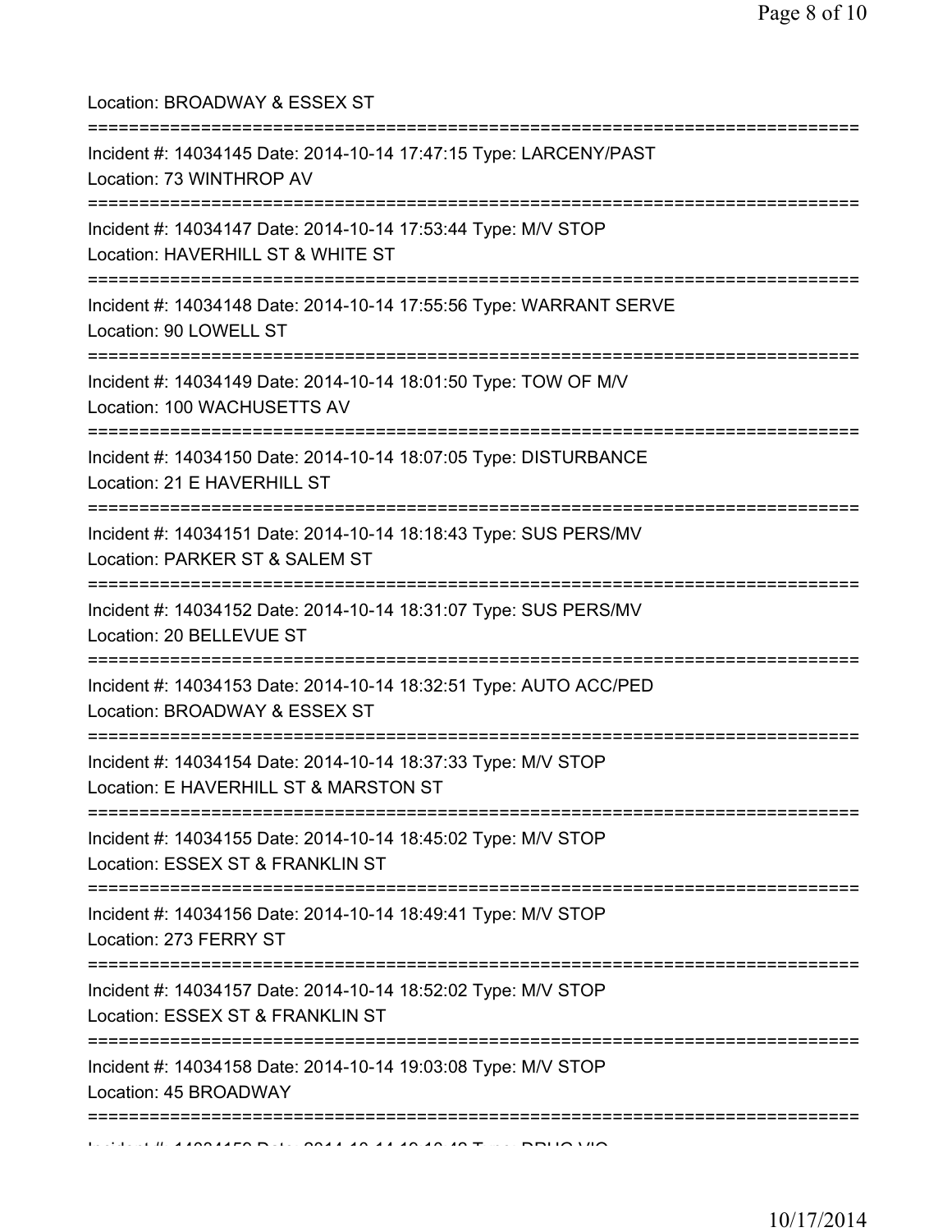Location: BROADWAY & ESSEX ST

===========================================================================

Incident #: 14034145 Date: 2014-10-14 17:47:15 Type: LARCENY/PAST

Location: 73 WINTHROP AV

===========================================================================

Incident #: 14034147 Date: 2014-10-14 17:53:44 Type: M/V STOP

Location: HAVERHILL ST & WHITE ST

===========================================================================

Incident #: 14034148 Date: 2014-10-14 17:55:56 Type: WARRANT SERVE

Location: 90 LOWELL ST

===========================================================================

Incident #: 14034149 Date: 2014-10-14 18:01:50 Type: TOW OF M/V

Location: 100 WACHUSETTS AV

===========================================================================

Incident #: 14034150 Date: 2014-10-14 18:07:05 Type: DISTURBANCE

Location: 21 E HAVERHILL ST

===========================================================================

Incident #: 14034151 Date: 2014-10-14 18:18:43 Type: SUS PERS/MV

Location: PARKER ST & SALEM ST

===========================================================================

Incident #: 14034152 Date: 2014-10-14 18:31:07 Type: SUS PERS/MV

Location: 20 BELLEVUE ST

===========================================================================

Incident #: 14034153 Date: 2014-10-14 18:32:51 Type: AUTO ACC/PED

Location: BROADWAY & ESSEX ST

===========================================================================

Incident #: 14034154 Date: 2014-10-14 18:37:33 Type: M/V STOP

Location: E HAVERHILL ST & MARSTON ST

===========================================================================

Incident #: 14034155 Date: 2014-10-14 18:45:02 Type: M/V STOP

Location: ESSEX ST & FRANKLIN ST

===========================================================================

Incident #: 14034156 Date: 2014-10-14 18:49:41 Type: M/V STOP

Location: 273 FERRY ST

===========================================================================

Incident #: 14034157 Date: 2014-10-14 18:52:02 Type: M/V STOP

Location: ESSEX ST & FRANKLIN ST

===========================================================================

Incident #: 14034158 Date: 2014-10-14 19:03:08 Type: M/V STOP

Location: 45 BROADWAY

===========================================================================

Incident #: 14034159 Date: 2014-10-14 19:10:48 Type: DRUG VIO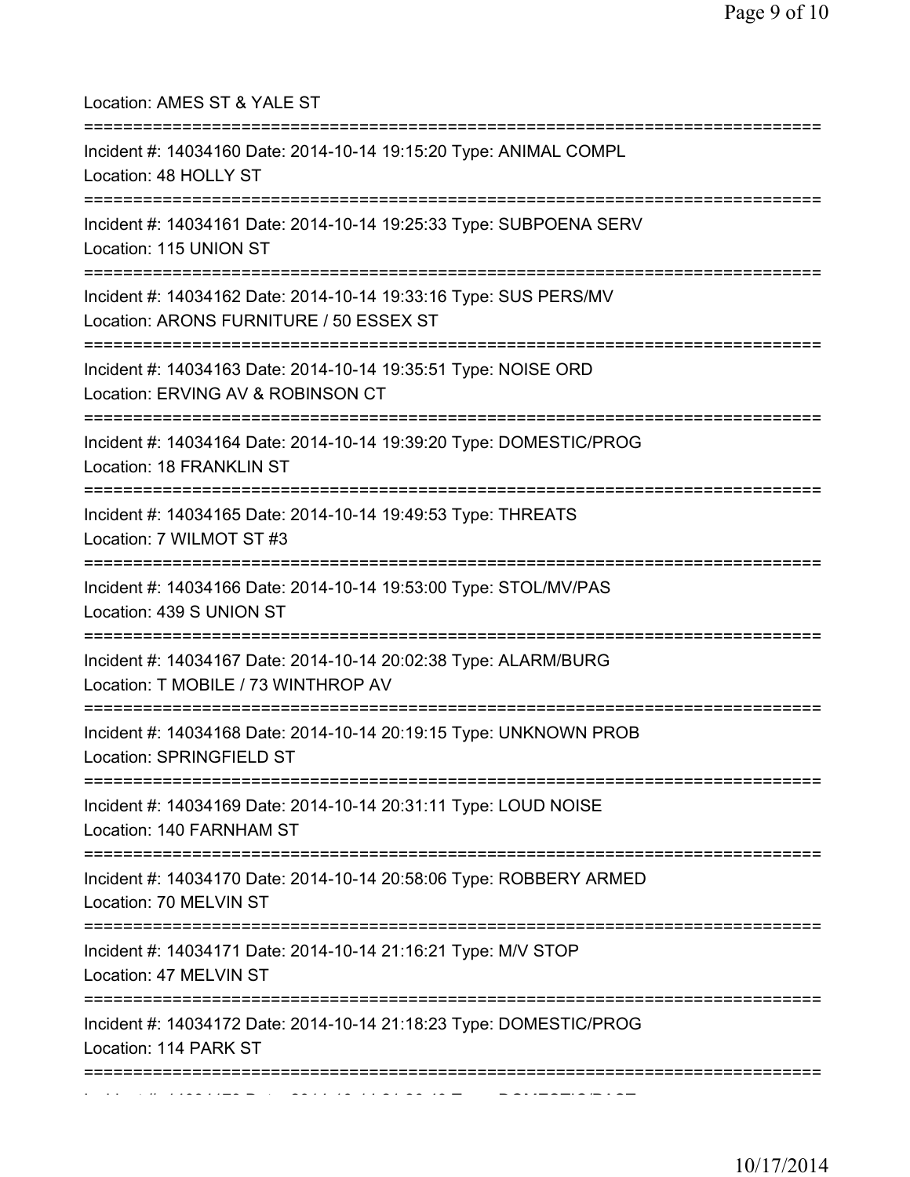Location: AMES ST & YALE ST

===========================================================================

Incident #: 14034160 Date: 2014-10-14 19:15:20 Type: ANIMAL COMPL
Location: 48 HOLLY ST

===========================================================================

Incident #: 14034161 Date: 2014-10-14 19:25:33 Type: SUBPOENA SERV
Location: 115 UNION ST

===========================================================================

Incident #: 14034162 Date: 2014-10-14 19:33:16 Type: SUS PERS/MV
Location: ARONS FURNITURE / 50 ESSEX ST

===========================================================================

Incident #: 14034163 Date: 2014-10-14 19:35:51 Type: NOISE ORD
Location: ERVING AV & ROBINSON CT

===========================================================================

Incident #: 14034164 Date: 2014-10-14 19:39:20 Type: DOMESTIC/PROG
Location: 18 FRANKLIN ST

===========================================================================

Incident #: 14034165 Date: 2014-10-14 19:49:53 Type: THREATS
Location: 7 WILMOT ST #3

===========================================================================

Incident #: 14034166 Date: 2014-10-14 19:53:00 Type: STOL/MV/PAS
Location: 439 S UNION ST

===========================================================================

Incident #: 14034167 Date: 2014-10-14 20:02:38 Type: ALARM/BURG
Location: T MOBILE / 73 WINTHROP AV

===========================================================================

Incident #: 14034168 Date: 2014-10-14 20:19:15 Type: UNKNOWN PROB
Location: SPRINGFIELD ST

===========================================================================

Incident #: 14034169 Date: 2014-10-14 20:31:11 Type: LOUD NOISE
Location: 140 FARNHAM ST

===========================================================================

Incident #: 14034170 Date: 2014-10-14 20:58:06 Type: ROBBERY ARMED
Location: 70 MELVIN ST

===========================================================================

Incident #: 14034171 Date: 2014-10-14 21:16:21 Type: M/V STOP
Location: 47 MELVIN ST

===========================================================================

Incident #: 14034172 Date: 2014-10-14 21:18:23 Type: DOMESTIC/PROG
Location: 114 PARK ST

===========================================================================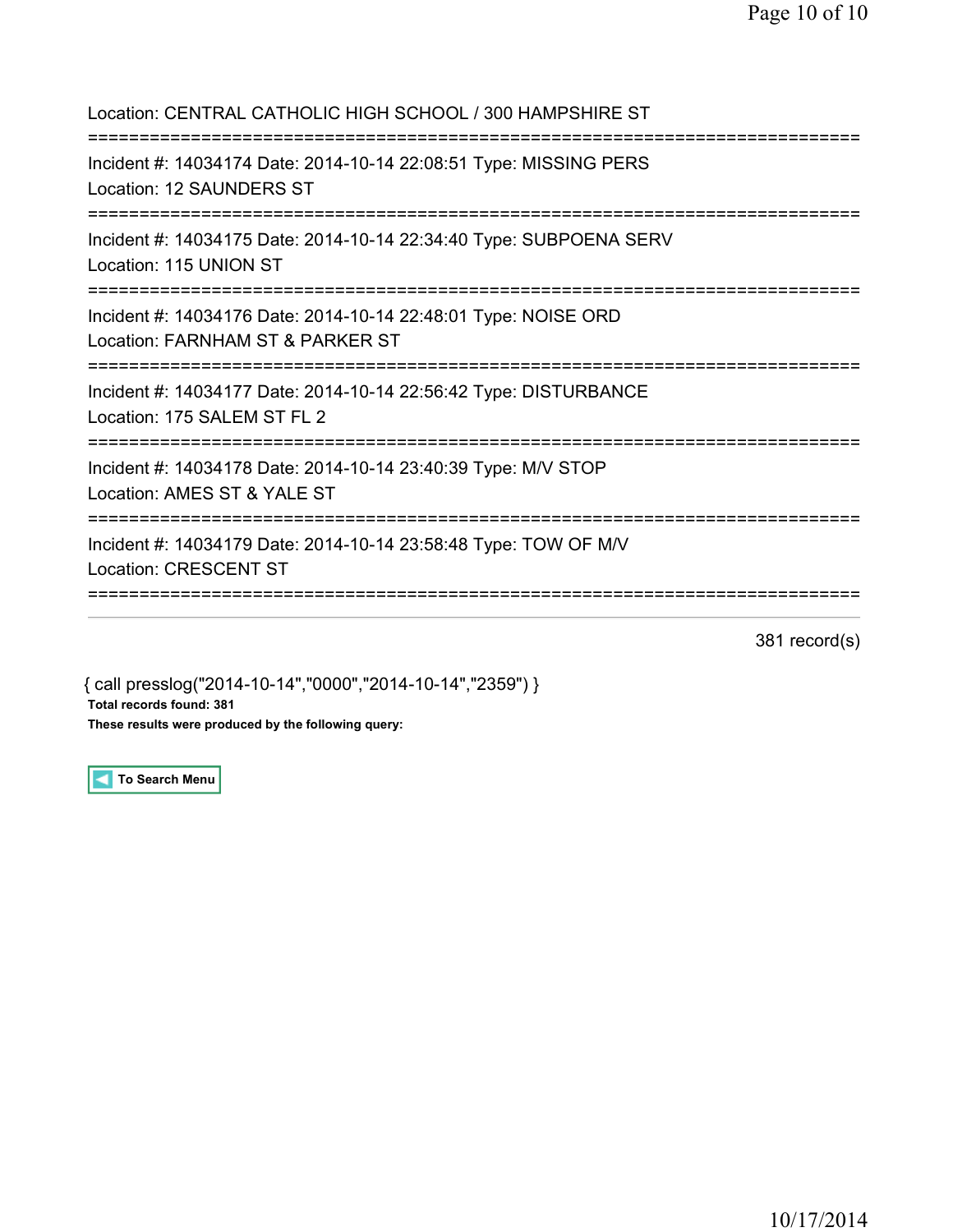Location: CENTRAL CATHOLIC HIGH SCHOOL / 300 HAMPSHIRE ST

===========================================================================

Incident #: 14034174 Date: 2014-10-14 22:08:51 Type: MISSING PERS

Location: 12 SAUNDERS ST

===========================================================================

Incident #: 14034175 Date: 2014-10-14 22:34:40 Type: SUBPOENA SERV

Location: 115 UNION ST

===========================================================================

Incident #: 14034176 Date: 2014-10-14 22:48:01 Type: NOISE ORD

Location: FARNHAM ST & PARKER ST

===========================================================================

Incident #: 14034177 Date: 2014-10-14 22:56:42 Type: DISTURBANCE

Location: 175 SALEM ST FL 2

===========================================================================

Incident #: 14034178 Date: 2014-10-14 23:40:39 Type: M/V STOP

Location: AMES ST & YALE ST

===========================================================================

Incident #: 14034179 Date: 2014-10-14 23:58:48 Type: TOW OF M/V

Location: CRESCENT ST

===========================================================================

381 record(s)

{ call presslog("2014-10-14","0000","2014-10-14","2359") }

**Total records found: 381**

**These results were produced by the following query:**

To Search Menu